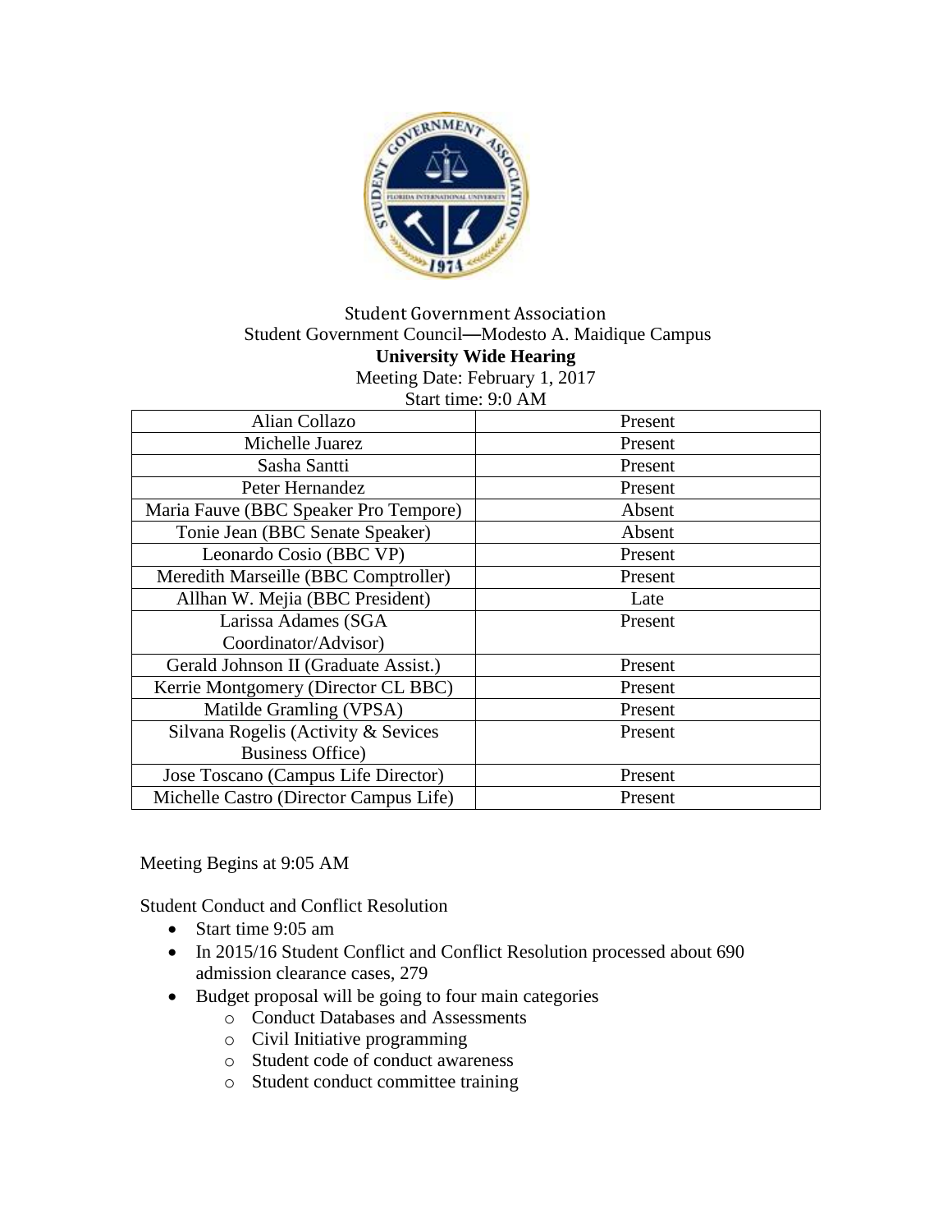Student Government Association

Student Government Council—Modesto A. Maidique Campus

**University Wide Hearing**

Meeting Date: February 1, 2017

Start time: 9:0 AM

| | |
|---|---|
| Alian Collazo | Present |
| Michelle Juarez | Present |
| Sasha Santti | Present |
| Peter Hernandez | Present |
| Maria Fauve (BBC Speaker Pro Tempore) | Absent |
| Tonie Jean (BBC Senate Speaker) | Absent |
| Leonardo Cosio (BBC VP) | Present |
| Meredith Marseille (BBC Comptroller) | Present |
| Allhan W. Mejia (BBC President) | Late |
| Larissa Adames (SGA Coordinator/Advisor) | Present |
| Gerald Johnson II (Graduate Assist.) | Present |
| Kerrie Montgomery (Director CL BBC) | Present |
| Matilde Gramling (VPSA) | Present |
| Silvana Rogelis (Activity & Sevices Business Office) | Present |
| Jose Toscano (Campus Life Director) | Present |
| Michelle Castro (Director Campus Life) | Present |

Meeting Begins at 9:05 AM

Student Conduct and Conflict Resolution

- Start time 9:05 am
- In 2015/16 Student Conflict and Conflict Resolution processed about 690 admission clearance cases, 279
- Budget proposal will be going to four main categories
  - Conduct Databases and Assessments
  - Civil Initiative programming
  - Student code of conduct awareness
  - Student conduct committee training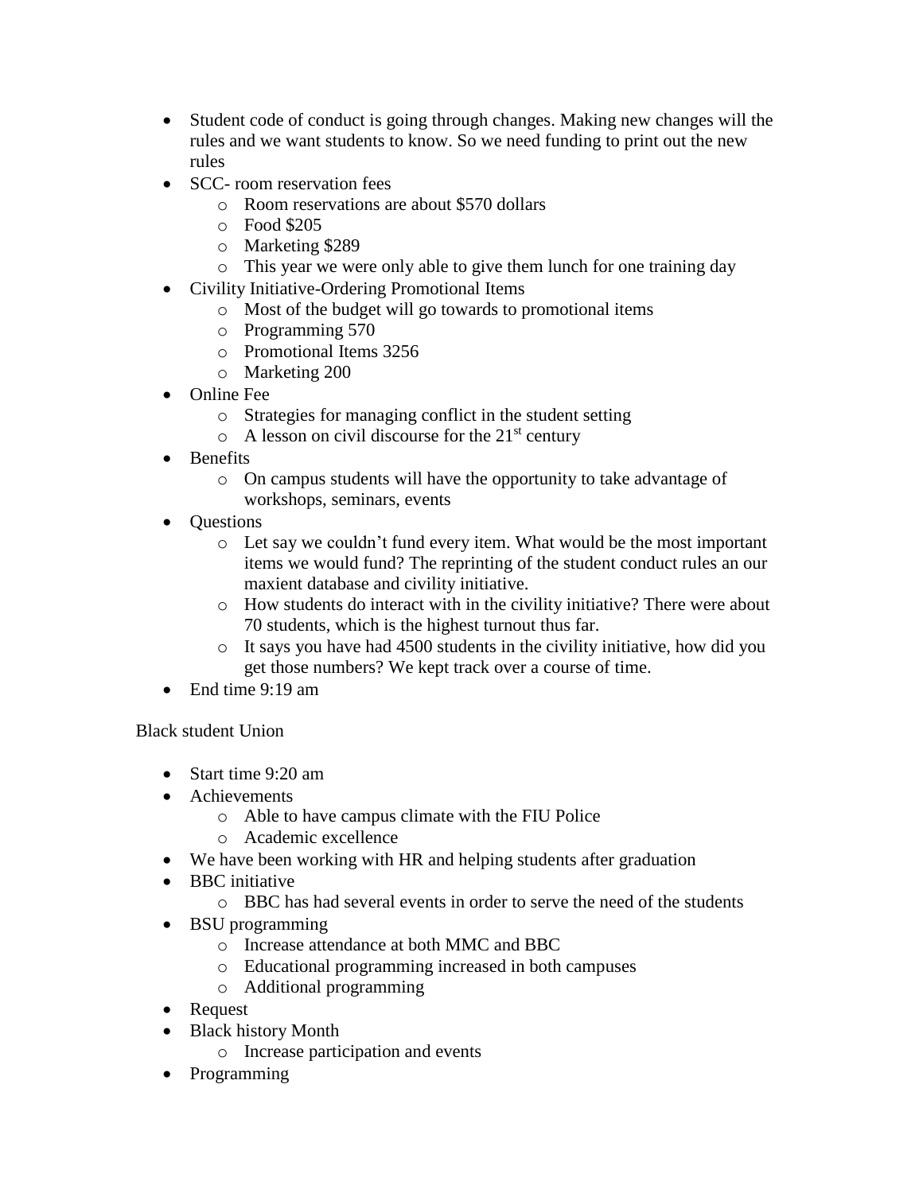- Student code of conduct is going through changes. Making new changes will the rules and we want students to know. So we need funding to print out the new rules
- SCC- room reservation fees
    - Room reservations are about $570 dollars
    - Food $205
    - Marketing $289
    - This year we were only able to give them lunch for one training day
- Civility Initiative-Ordering Promotional Items
    - Most of the budget will go towards to promotional items
    - Programming 570
    - Promotional Items 3256
    - Marketing 200
- Online Fee
    - Strategies for managing conflict in the student setting
    - A lesson on civil discourse for the 21st century
- Benefits
    - On campus students will have the opportunity to take advantage of workshops, seminars, events
- Questions
    - Let say we couldn't fund every item. What would be the most important items we would fund? The reprinting of the student conduct rules an our maxient database and civility initiative.
    - How students do interact with in the civility initiative? There were about 70 students, which is the highest turnout thus far.
    - It says you have had 4500 students in the civility initiative, how did you get those numbers? We kept track over a course of time.
- End time 9:19 am

Black student Union

- Start time 9:20 am
- Achievements
    - Able to have campus climate with the FIU Police
    - Academic excellence
- We have been working with HR and helping students after graduation
- BBC initiative
    - BBC has had several events in order to serve the need of the students
- BSU programming
    - Increase attendance at both MMC and BBC
    - Educational programming increased in both campuses
    - Additional programming
- Request
- Black history Month
    - Increase participation and events
- Programming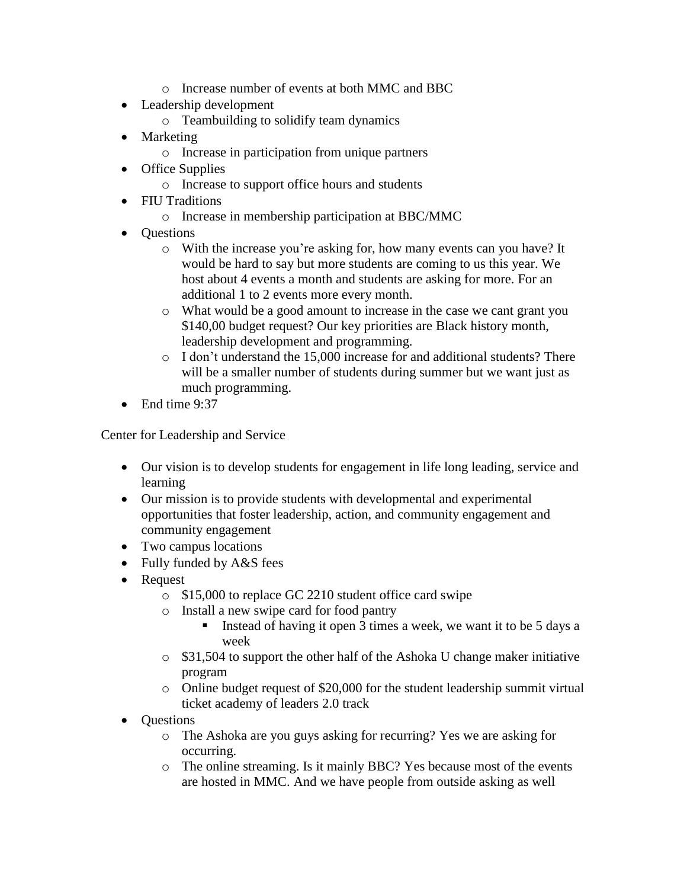- Increase number of events at both MMC and BBC
- Leadership development
  - Teambuilding to solidify team dynamics
- Marketing
  - Increase in participation from unique partners
- Office Supplies
  - Increase to support office hours and students
- FIU Traditions
  - Increase in membership participation at BBC/MMC
- Questions
  - With the increase you're asking for, how many events can you have? It would be hard to say but more students are coming to us this year. We host about 4 events a month and students are asking for more. For an additional 1 to 2 events more every month.
  - What would be a good amount to increase in the case we cant grant you $140,00 budget request? Our key priorities are Black history month, leadership development and programming.
  - I don't understand the 15,000 increase for and additional students? There will be a smaller number of students during summer but we want just as much programming.
- End time 9:37

Center for Leadership and Service

- Our vision is to develop students for engagement in life long leading, service and learning
- Our mission is to provide students with developmental and experimental opportunities that foster leadership, action, and community engagement and community engagement
- Two campus locations
- Fully funded by A&S fees
- Request
  - $15,000 to replace GC 2210 student office card swipe
  - Install a new swipe card for food pantry
    - Instead of having it open 3 times a week, we want it to be 5 days a week
  - $31,504 to support the other half of the Ashoka U change maker initiative program
  - Online budget request of $20,000 for the student leadership summit virtual ticket academy of leaders 2.0 track
- Questions
  - The Ashoka are you guys asking for recurring? Yes we are asking for occurring.
  - The online streaming. Is it mainly BBC? Yes because most of the events are hosted in MMC. And we have people from outside asking as well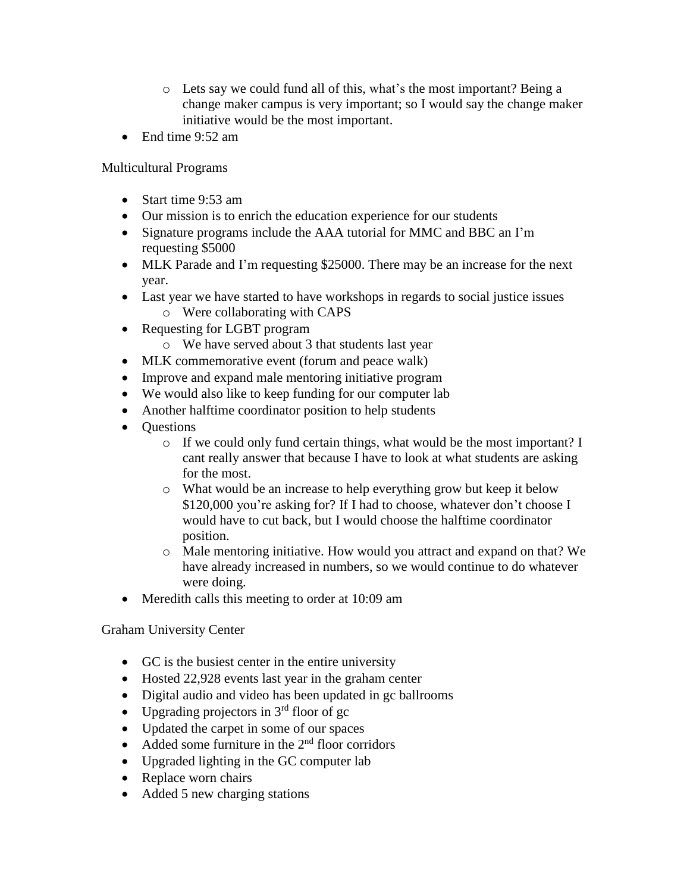- Lets say we could fund all of this, what's the most important? Being a change maker campus is very important; so I would say the change maker initiative would be the most important.
- End time 9:52 am

Multicultural Programs

- Start time 9:53 am
- Our mission is to enrich the education experience for our students
- Signature programs include the AAA tutorial for MMC and BBC an I'm requesting $5000
- MLK Parade and I'm requesting $25000. There may be an increase for the next year.
- Last year we have started to have workshops in regards to social justice issues
  - Were collaborating with CAPS
- Requesting for LGBT program
  - We have served about 3 that students last year
- MLK commemorative event (forum and peace walk)
- Improve and expand male mentoring initiative program
- We would also like to keep funding for our computer lab
- Another halftime coordinator position to help students
- Questions
  - If we could only fund certain things, what would be the most important? I cant really answer that because I have to look at what students are asking for the most.
  - What would be an increase to help everything grow but keep it below $120,000 you're asking for? If I had to choose, whatever don't choose I would have to cut back, but I would choose the halftime coordinator position.
  - Male mentoring initiative. How would you attract and expand on that? We have already increased in numbers, so we would continue to do whatever were doing.
- Meredith calls this meeting to order at 10:09 am

Graham University Center

- GC is the busiest center in the entire university
- Hosted 22,928 events last year in the graham center
- Digital audio and video has been updated in gc ballrooms
- Upgrading projectors in 3rd floor of gc
- Updated the carpet in some of our spaces
- Added some furniture in the 2nd floor corridors
- Upgraded lighting in the GC computer lab
- Replace worn chairs
- Added 5 new charging stations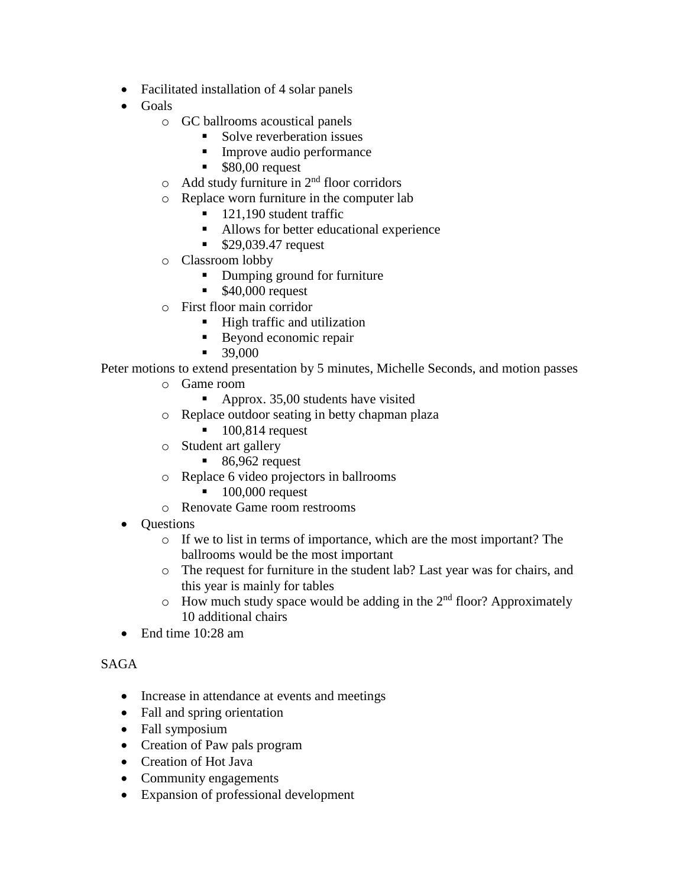- Facilitated installation of 4 solar panels
- Goals
    - GC ballrooms acoustical panels
        - Solve reverberation issues
        - Improve audio performance
        - $80,00 request
    - Add study furniture in 2nd floor corridors
    - Replace worn furniture in the computer lab
        - 121,190 student traffic
        - Allows for better educational experience
        - $29,039.47 request
    - Classroom lobby
        - Dumping ground for furniture
        - $40,000 request
    - First floor main corridor
        - High traffic and utilization
        - Beyond economic repair
        - 39,000

Peter motions to extend presentation by 5 minutes, Michelle Seconds, and motion passes

- 
    - Game room
        - Approx. 35,00 students have visited
    - Replace outdoor seating in betty chapman plaza
        - 100,814 request
    - Student art gallery
        - 86,962 request
    - Replace 6 video projectors in ballrooms
        - 100,000 request
    - Renovate Game room restrooms
- Questions
    - If we to list in terms of importance, which are the most important? The ballrooms would be the most important
    - The request for furniture in the student lab? Last year was for chairs, and this year is mainly for tables
    - How much study space would be adding in the 2nd floor? Approximately 10 additional chairs
- End time 10:28 am

SAGA

- Increase in attendance at events and meetings
- Fall and spring orientation
- Fall symposium
- Creation of Paw pals program
- Creation of Hot Java
- Community engagements
- Expansion of professional development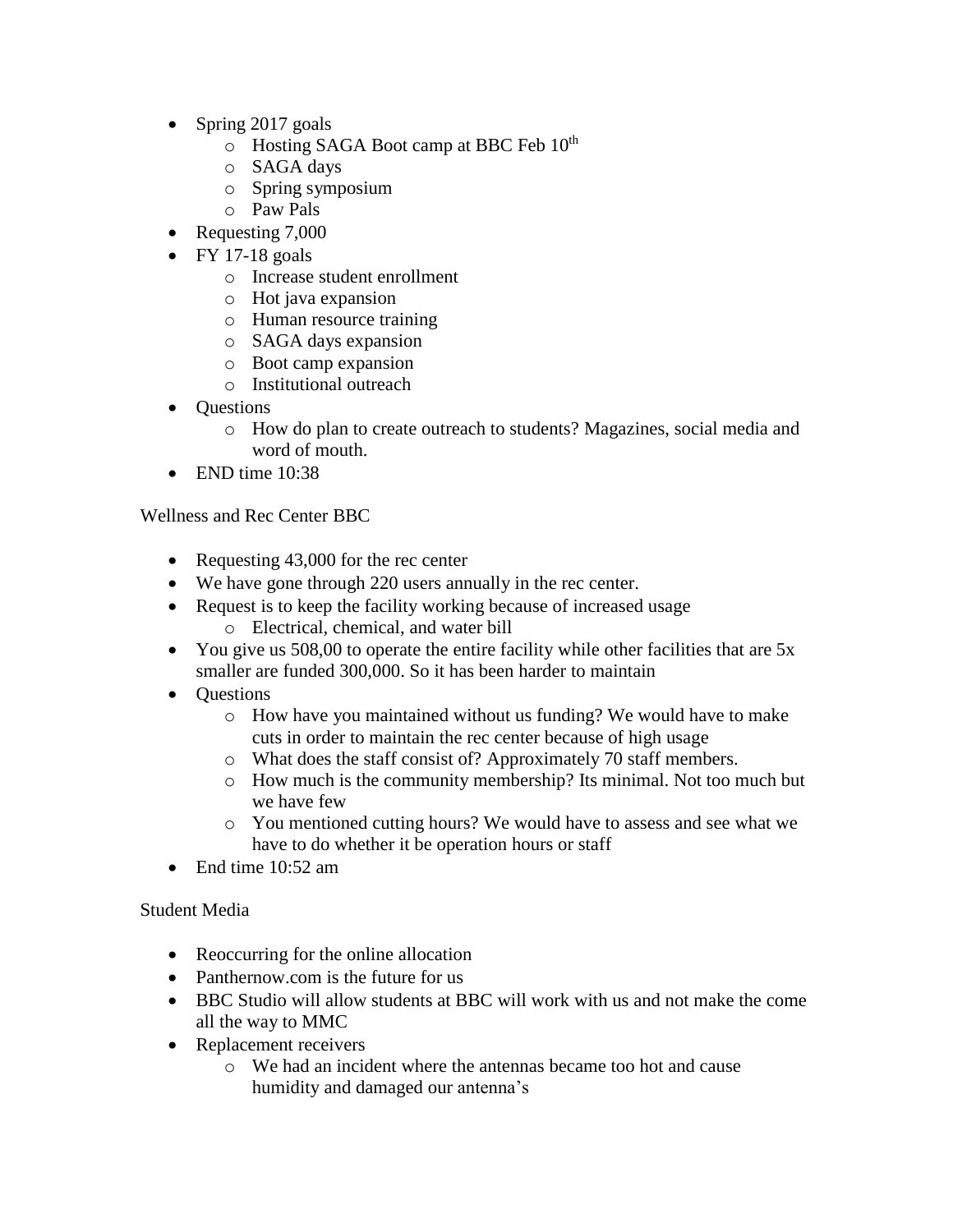- Spring 2017 goals
    - Hosting SAGA Boot camp at BBC Feb 10th
    - SAGA days
    - Spring symposium
    - Paw Pals
- Requesting 7,000
- FY 17-18 goals
    - Increase student enrollment
    - Hot java expansion
    - Human resource training
    - SAGA days expansion
    - Boot camp expansion
    - Institutional outreach
- Questions
    - How do plan to create outreach to students? Magazines, social media and word of mouth.
- END time 10:38

Wellness and Rec Center BBC

- Requesting 43,000 for the rec center
- We have gone through 220 users annually in the rec center.
- Request is to keep the facility working because of increased usage
    - Electrical, chemical, and water bill
- You give us 508,00 to operate the entire facility while other facilities that are 5x smaller are funded 300,000. So it has been harder to maintain
- Questions
    - How have you maintained without us funding? We would have to make cuts in order to maintain the rec center because of high usage
    - What does the staff consist of? Approximately 70 staff members.
    - How much is the community membership? Its minimal. Not too much but we have few
    - You mentioned cutting hours? We would have to assess and see what we have to do whether it be operation hours or staff
- End time 10:52 am

Student Media

- Reoccurring for the online allocation
- Panthernow.com is the future for us
- BBC Studio will allow students at BBC will work with us and not make the come all the way to MMC
- Replacement receivers
    - We had an incident where the antennas became too hot and cause humidity and damaged our antenna's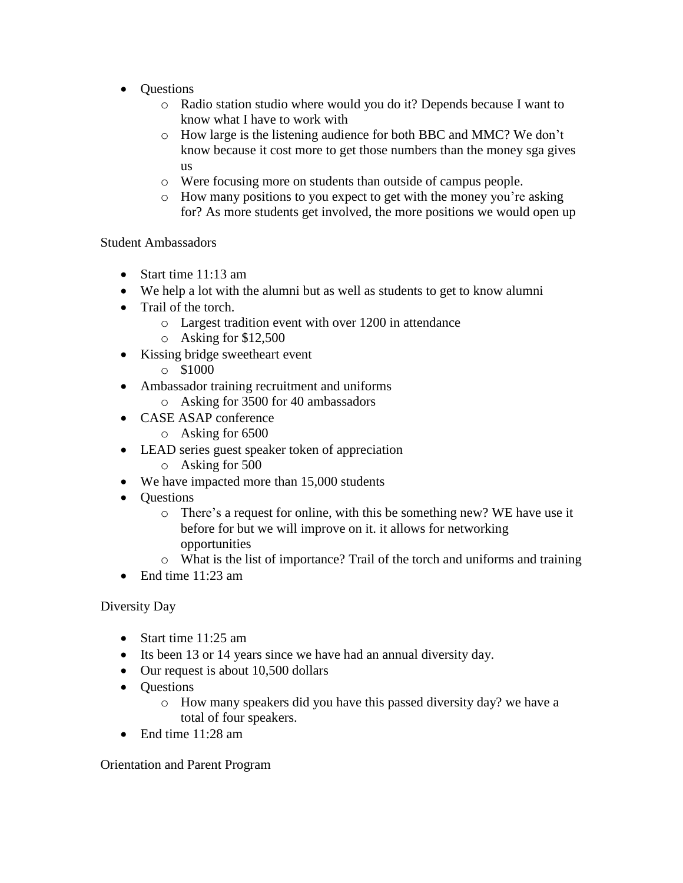- Questions
    - Radio station studio where would you do it? Depends because I want to know what I have to work with
    - How large is the listening audience for both BBC and MMC? We don't know because it cost more to get those numbers than the money sga gives us
    - Were focusing more on students than outside of campus people.
    - How many positions to you expect to get with the money you're asking for? As more students get involved, the more positions we would open up

Student Ambassadors

- Start time 11:13 am
- We help a lot with the alumni but as well as students to get to know alumni
- Trail of the torch.
    - Largest tradition event with over 1200 in attendance
    - Asking for $12,500
- Kissing bridge sweetheart event
    - $1000
- Ambassador training recruitment and uniforms
    - Asking for 3500 for 40 ambassadors
- CASE ASAP conference
    - Asking for 6500
- LEAD series guest speaker token of appreciation
    - Asking for 500
- We have impacted more than 15,000 students
- Questions
    - There's a request for online, with this be something new? WE have use it before for but we will improve on it. it allows for networking opportunities
    - What is the list of importance? Trail of the torch and uniforms and training
- End time 11:23 am

Diversity Day

- Start time 11:25 am
- Its been 13 or 14 years since we have had an annual diversity day.
- Our request is about 10,500 dollars
- Questions
    - How many speakers did you have this passed diversity day? we have a total of four speakers.
- End time 11:28 am

Orientation and Parent Program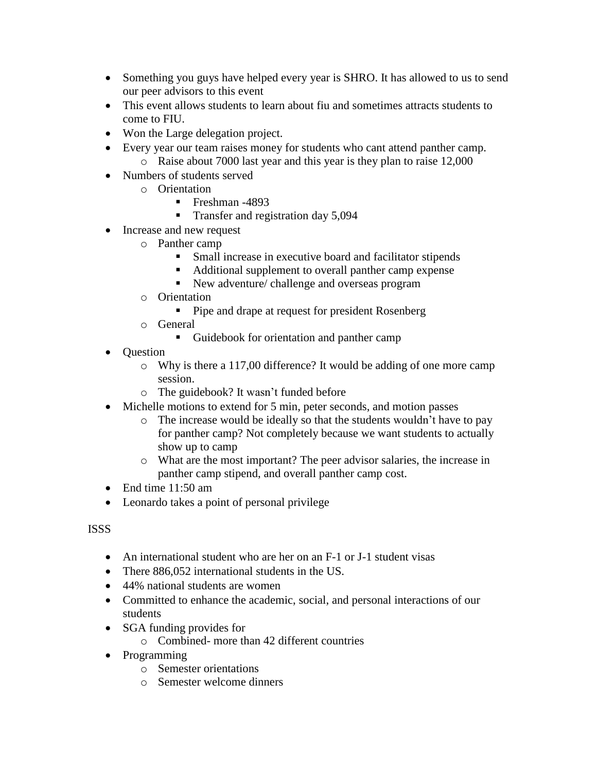- Something you guys have helped every year is SHRO. It has allowed to us to send our peer advisors to this event
- This event allows students to learn about fiu and sometimes attracts students to come to FIU.
- Won the Large delegation project.
- Every year our team raises money for students who cant attend panther camp.
  - Raise about 7000 last year and this year is they plan to raise 12,000
- Numbers of students served
  - Orientation
    - Freshman -4893
    - Transfer and registration day 5,094
- Increase and new request
  - Panther camp
    - Small increase in executive board and facilitator stipends
    - Additional supplement to overall panther camp expense
    - New adventure/ challenge and overseas program
  - Orientation
    - Pipe and drape at request for president Rosenberg
  - General
    - Guidebook for orientation and panther camp
- Question
  - Why is there a 117,00 difference? It would be adding of one more camp session.
  - The guidebook? It wasn't funded before
- Michelle motions to extend for 5 min, peter seconds, and motion passes
  - The increase would be ideally so that the students wouldn't have to pay for panther camp? Not completely because we want students to actually show up to camp
  - What are the most important? The peer advisor salaries, the increase in panther camp stipend, and overall panther camp cost.
- End time 11:50 am
- Leonardo takes a point of personal privilege

ISSS

- An international student who are her on an F-1 or J-1 student visas
- There 886,052 international students in the US.
- 44% national students are women
- Committed to enhance the academic, social, and personal interactions of our students
- SGA funding provides for
  - Combined- more than 42 different countries
- Programming
  - Semester orientations
  - Semester welcome dinners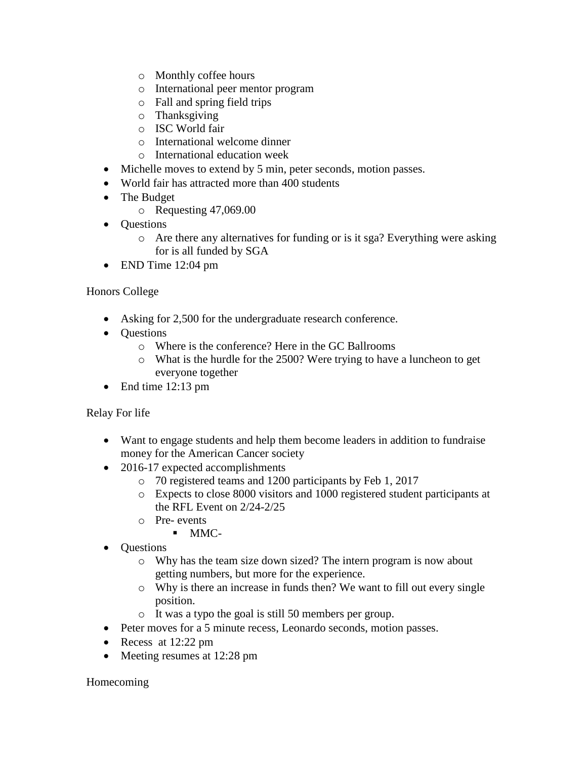- Monthly coffee hours
  - International peer mentor program
  - Fall and spring field trips
  - Thanksgiving
  - ISC World fair
  - International welcome dinner
  - International education week
- Michelle moves to extend by 5 min, peter seconds, motion passes.
- World fair has attracted more than 400 students
- The Budget
  - Requesting 47,069.00
- Questions
  - Are there any alternatives for funding or is it sga? Everything were asking for is all funded by SGA
- END Time 12:04 pm

Honors College

- Asking for 2,500 for the undergraduate research conference.
- Questions
  - Where is the conference? Here in the GC Ballrooms
  - What is the hurdle for the 2500? Were trying to have a luncheon to get everyone together
- End time 12:13 pm

Relay For life

- Want to engage students and help them become leaders in addition to fundraise money for the American Cancer society
- 2016-17 expected accomplishments
  - 70 registered teams and 1200 participants by Feb 1, 2017
  - Expects to close 8000 visitors and 1000 registered student participants at the RFL Event on 2/24-2/25
  - Pre- events
    - MMC-
- Questions
  - Why has the team size down sized? The intern program is now about getting numbers, but more for the experience.
  - Why is there an increase in funds then? We want to fill out every single position.
  - It was a typo the goal is still 50 members per group.
- Peter moves for a 5 minute recess, Leonardo seconds, motion passes.
- Recess at 12:22 pm
- Meeting resumes at 12:28 pm

Homecoming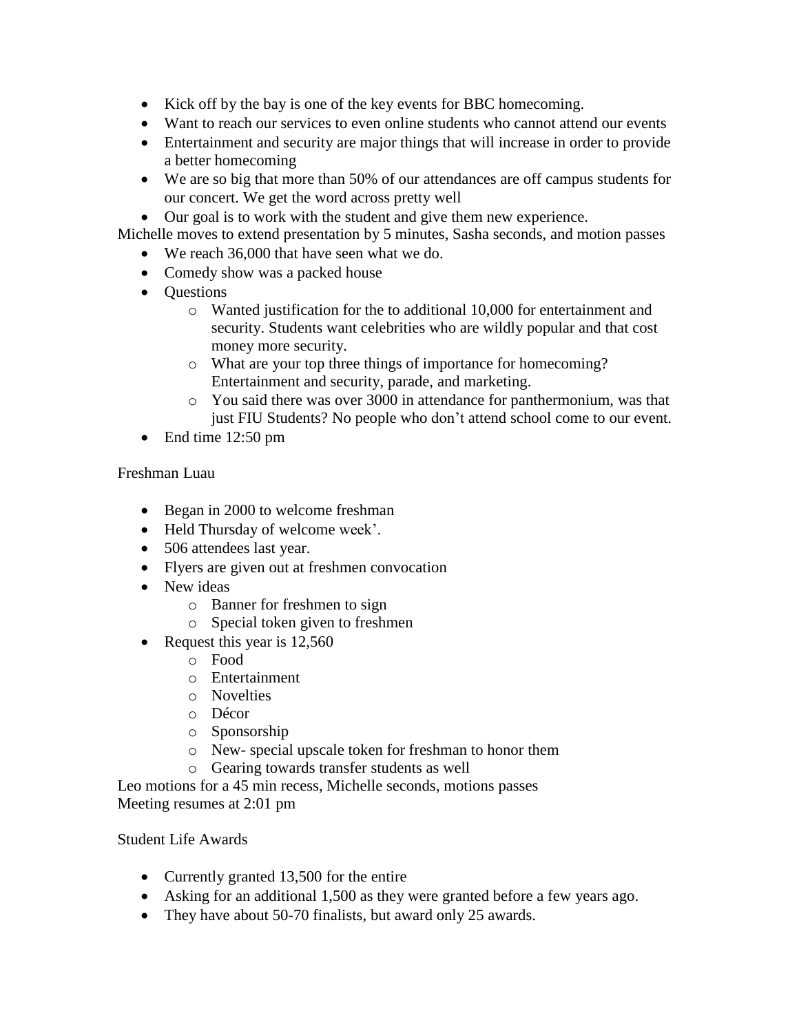- Kick off by the bay is one of the key events for BBC homecoming.
- Want to reach our services to even online students who cannot attend our events
- Entertainment and security are major things that will increase in order to provide a better homecoming
- We are so big that more than 50% of our attendances are off campus students for our concert. We get the word across pretty well
- Our goal is to work with the student and give them new experience.

Michelle moves to extend presentation by 5 minutes, Sasha seconds, and motion passes

- We reach 36,000 that have seen what we do.
- Comedy show was a packed house
- Questions
  - Wanted justification for the to additional 10,000 for entertainment and security. Students want celebrities who are wildly popular and that cost money more security.
  - What are your top three things of importance for homecoming? Entertainment and security, parade, and marketing.
  - You said there was over 3000 in attendance for panthermonium, was that just FIU Students? No people who don't attend school come to our event.
- End time 12:50 pm

Freshman Luau

- Began in 2000 to welcome freshman
- Held Thursday of welcome week'.
- 506 attendees last year.
- Flyers are given out at freshmen convocation
- New ideas
  - Banner for freshmen to sign
  - Special token given to freshmen
- Request this year is 12,560
  - Food
  - Entertainment
  - Novelties
  - Décor
  - Sponsorship
  - New- special upscale token for freshman to honor them
  - Gearing towards transfer students as well

Leo motions for a 45 min recess, Michelle seconds, motions passes
Meeting resumes at 2:01 pm

Student Life Awards

- Currently granted 13,500 for the entire
- Asking for an additional 1,500 as they were granted before a few years ago.
- They have about 50-70 finalists, but award only 25 awards.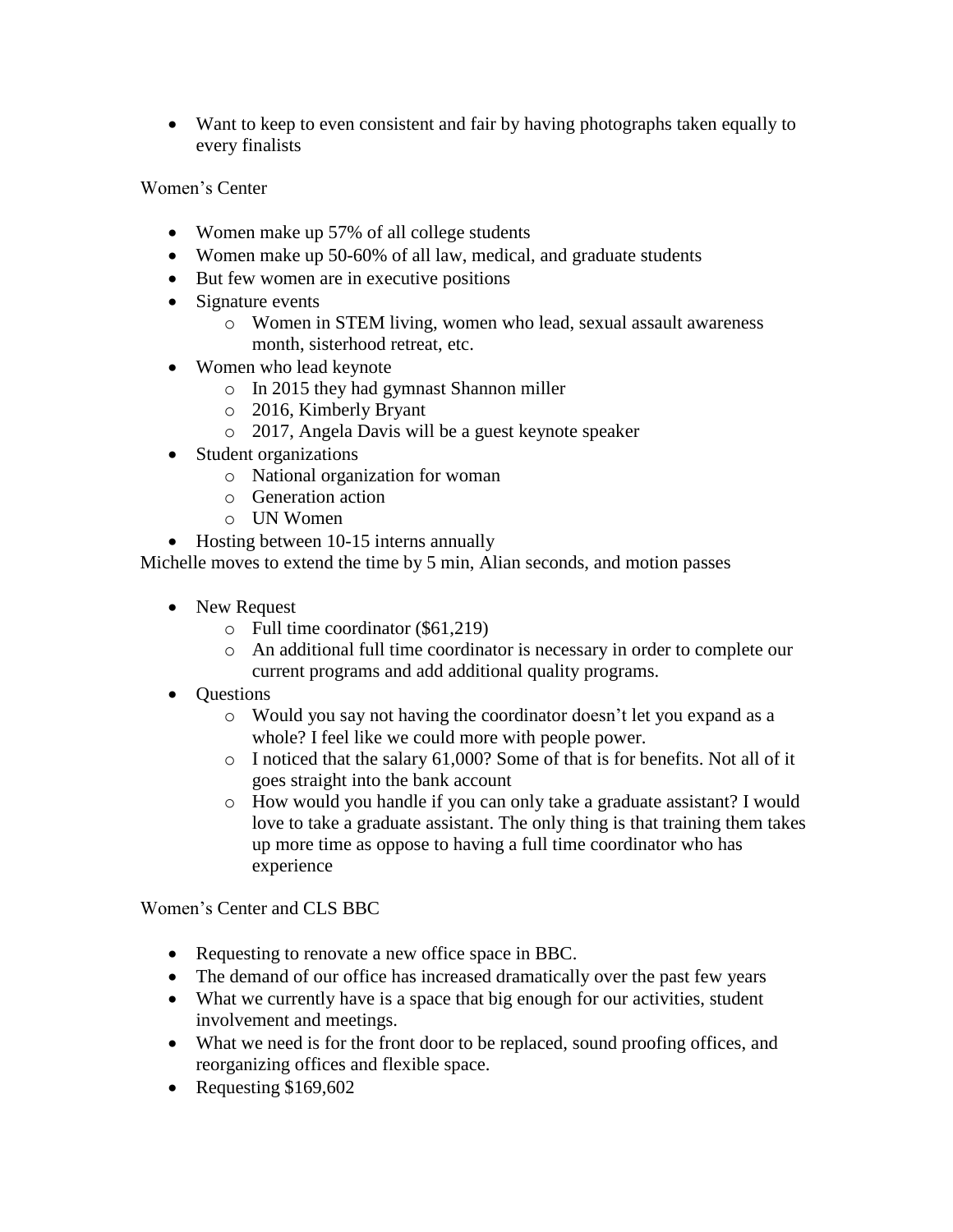- Want to keep to even consistent and fair by having photographs taken equally to every finalists

Women's Center

- Women make up 57% of all college students
- Women make up 50-60% of all law, medical, and graduate students
- But few women are in executive positions
- Signature events
    - Women in STEM living, women who lead, sexual assault awareness month, sisterhood retreat, etc.
- Women who lead keynote
    - In 2015 they had gymnast Shannon miller
    - 2016, Kimberly Bryant
    - 2017, Angela Davis will be a guest keynote speaker
- Student organizations
    - National organization for woman
    - Generation action
    - UN Women
- Hosting between 10-15 interns annually

Michelle moves to extend the time by 5 min, Alian seconds, and motion passes

- New Request
    - Full time coordinator ($61,219)
    - An additional full time coordinator is necessary in order to complete our current programs and add additional quality programs.
- Questions
    - Would you say not having the coordinator doesn't let you expand as a whole? I feel like we could more with people power.
    - I noticed that the salary 61,000? Some of that is for benefits. Not all of it goes straight into the bank account
    - How would you handle if you can only take a graduate assistant? I would love to take a graduate assistant. The only thing is that training them takes up more time as oppose to having a full time coordinator who has experience

Women's Center and CLS BBC

- Requesting to renovate a new office space in BBC.
- The demand of our office has increased dramatically over the past few years
- What we currently have is a space that big enough for our activities, student involvement and meetings.
- What we need is for the front door to be replaced, sound proofing offices, and reorganizing offices and flexible space.
- Requesting $169,602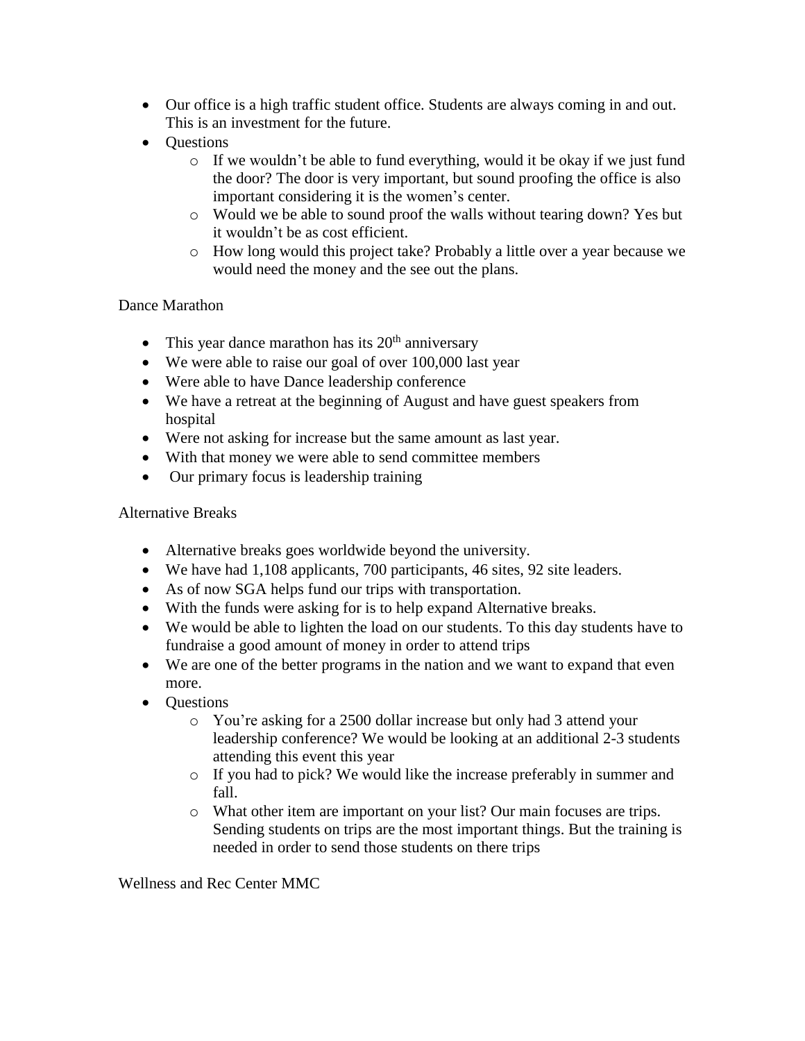- Our office is a high traffic student office. Students are always coming in and out. This is an investment for the future.
- Questions
  - If we wouldn't be able to fund everything, would it be okay if we just fund the door? The door is very important, but sound proofing the office is also important considering it is the women's center.
  - Would we be able to sound proof the walls without tearing down? Yes but it wouldn't be as cost efficient.
  - How long would this project take? Probably a little over a year because we would need the money and the see out the plans.

Dance Marathon

- This year dance marathon has its 20th anniversary
- We were able to raise our goal of over 100,000 last year
- Were able to have Dance leadership conference
- We have a retreat at the beginning of August and have guest speakers from hospital
- Were not asking for increase but the same amount as last year.
- With that money we were able to send committee members
- Our primary focus is leadership training

Alternative Breaks

- Alternative breaks goes worldwide beyond the university.
- We have had 1,108 applicants, 700 participants, 46 sites, 92 site leaders.
- As of now SGA helps fund our trips with transportation.
- With the funds were asking for is to help expand Alternative breaks.
- We would be able to lighten the load on our students. To this day students have to fundraise a good amount of money in order to attend trips
- We are one of the better programs in the nation and we want to expand that even more.
- Questions
  - You're asking for a 2500 dollar increase but only had 3 attend your leadership conference? We would be looking at an additional 2-3 students attending this event this year
  - If you had to pick? We would like the increase preferably in summer and fall.
  - What other item are important on your list? Our main focuses are trips. Sending students on trips are the most important things. But the training is needed in order to send those students on there trips

Wellness and Rec Center MMC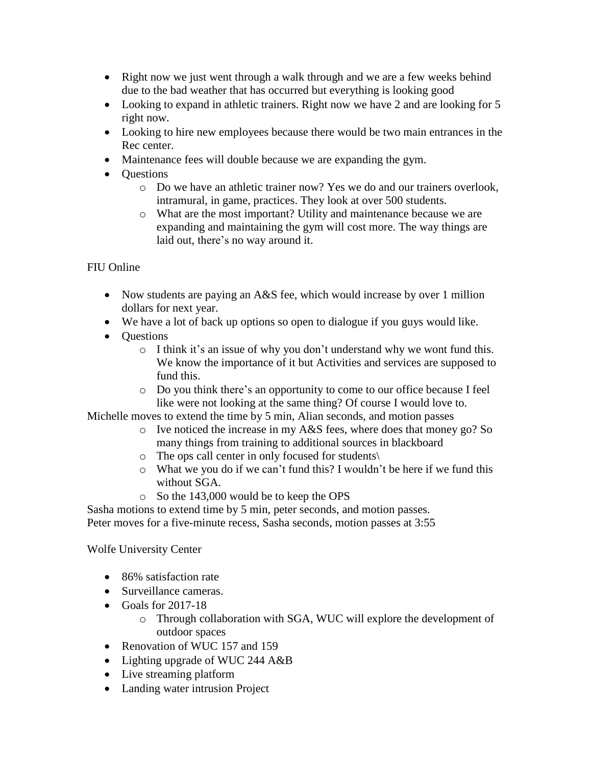- Right now we just went through a walk through and we are a few weeks behind due to the bad weather that has occurred but everything is looking good
- Looking to expand in athletic trainers. Right now we have 2 and are looking for 5 right now.
- Looking to hire new employees because there would be two main entrances in the Rec center.
- Maintenance fees will double because we are expanding the gym.
- Questions
    - Do we have an athletic trainer now? Yes we do and our trainers overlook, intramural, in game, practices. They look at over 500 students.
    - What are the most important? Utility and maintenance because we are expanding and maintaining the gym will cost more. The way things are laid out, there's no way around it.

FIU Online

- Now students are paying an A&S fee, which would increase by over 1 million dollars for next year.
- We have a lot of back up options so open to dialogue if you guys would like.
- Questions
    - I think it's an issue of why you don't understand why we wont fund this. We know the importance of it but Activities and services are supposed to fund this.
    - Do you think there's an opportunity to come to our office because I feel like were not looking at the same thing? Of course I would love to.

Michelle moves to extend the time by 5 min, Alian seconds, and motion passes

- Ive noticed the increase in my A&S fees, where does that money go? So many things from training to additional sources in blackboard
- The ops call center in only focused for students\
- What we you do if we can't fund this? I wouldn't be here if we fund this without SGA.
- So the 143,000 would be to keep the OPS

Sasha motions to extend time by 5 min, peter seconds, and motion passes.
Peter moves for a five-minute recess, Sasha seconds, motion passes at 3:55

Wolfe University Center

- 86% satisfaction rate
- Surveillance cameras.
- Goals for 2017-18
    - Through collaboration with SGA, WUC will explore the development of outdoor spaces
- Renovation of WUC 157 and 159
- Lighting upgrade of WUC 244 A&B
- Live streaming platform
- Landing water intrusion Project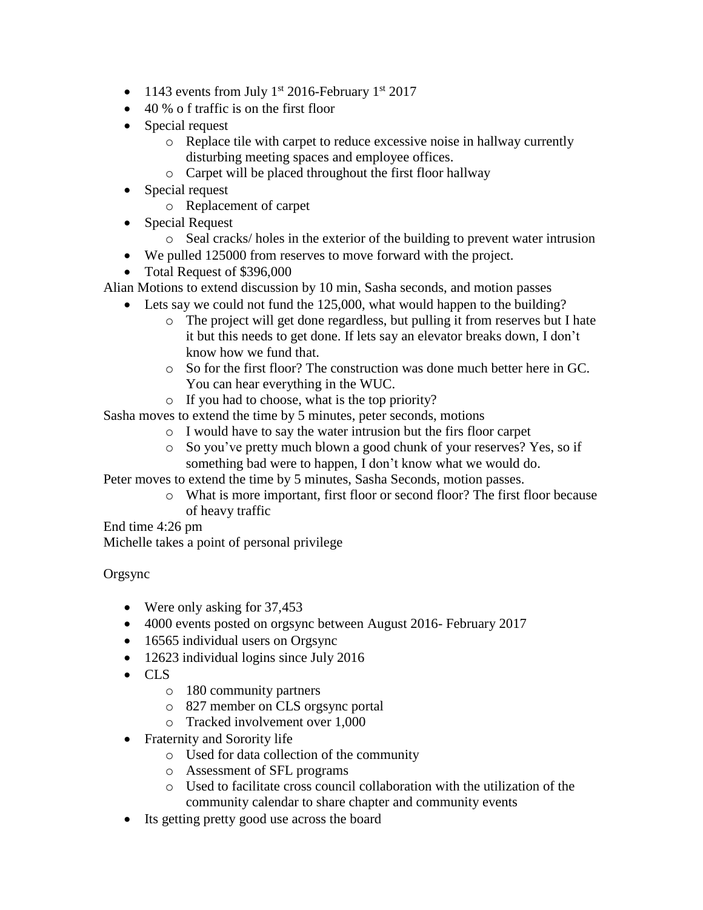- 1143 events from July 1st 2016-February 1st 2017
- 40 % o f traffic is on the first floor
- Special request
    - Replace tile with carpet to reduce excessive noise in hallway currently disturbing meeting spaces and employee offices.
    - Carpet will be placed throughout the first floor hallway
- Special request
    - Replacement of carpet
- Special Request
    - Seal cracks/ holes in the exterior of the building to prevent water intrusion
- We pulled 125000 from reserves to move forward with the project.
- Total Request of $396,000

Alian Motions to extend discussion by 10 min, Sasha seconds, and motion passes

- Lets say we could not fund the 125,000, what would happen to the building?
    - The project will get done regardless, but pulling it from reserves but I hate it but this needs to get done. If lets say an elevator breaks down, I don't know how we fund that.
    - So for the first floor? The construction was done much better here in GC. You can hear everything in the WUC.
    - If you had to choose, what is the top priority?

Sasha moves to extend the time by 5 minutes, peter seconds, motions

- I would have to say the water intrusion but the firs floor carpet
- So you've pretty much blown a good chunk of your reserves? Yes, so if something bad were to happen, I don't know what we would do.

Peter moves to extend the time by 5 minutes, Sasha Seconds, motion passes.

- What is more important, first floor or second floor? The first floor because of heavy traffic

End time 4:26 pm

Michelle takes a point of personal privilege

Orgsync

- Were only asking for 37,453
- 4000 events posted on orgsync between August 2016- February 2017
- 16565 individual users on Orgsync
- 12623 individual logins since July 2016
- CLS
    - 180 community partners
    - 827 member on CLS orgsync portal
    - Tracked involvement over 1,000
- Fraternity and Sorority life
    - Used for data collection of the community
    - Assessment of SFL programs
    - Used to facilitate cross council collaboration with the utilization of the community calendar to share chapter and community events
- Its getting pretty good use across the board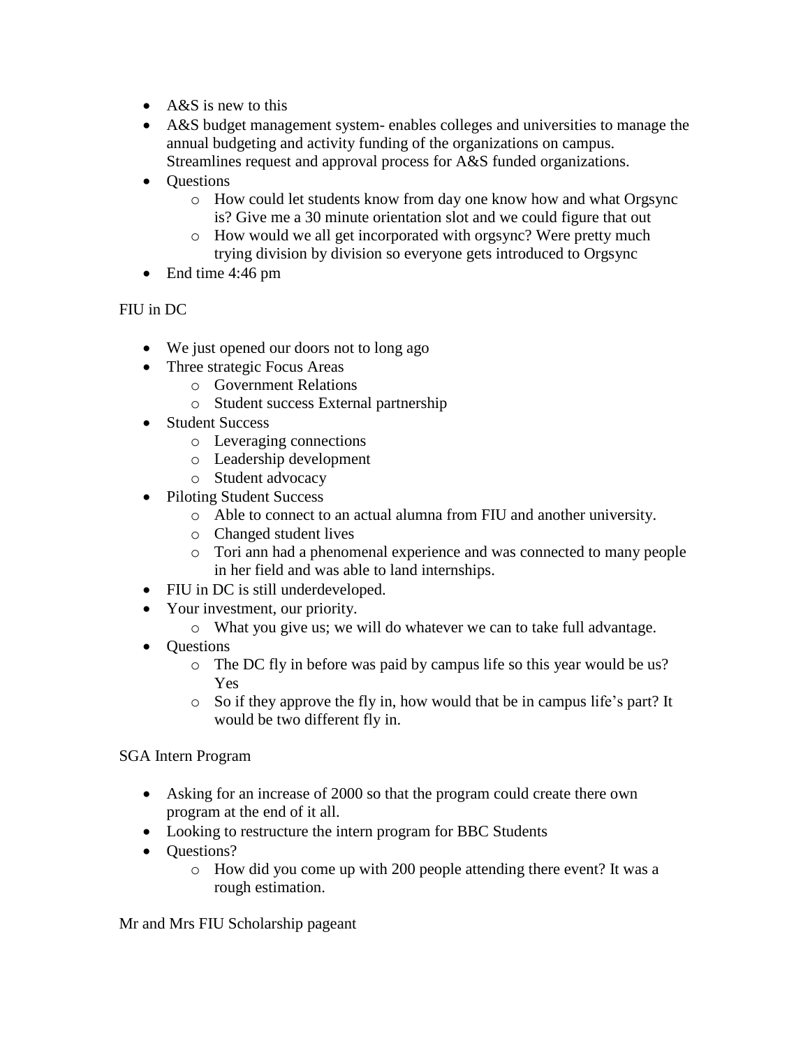- A&S is new to this
- A&S budget management system- enables colleges and universities to manage the annual budgeting and activity funding of the organizations on campus. Streamlines request and approval process for A&S funded organizations.
- Questions
  - How could let students know from day one know how and what Orgsync is? Give me a 30 minute orientation slot and we could figure that out
  - How would we all get incorporated with orgsync? Were pretty much trying division by division so everyone gets introduced to Orgsync
- End time 4:46 pm

FIU in DC

- We just opened our doors not to long ago
- Three strategic Focus Areas
  - Government Relations
  - Student success External partnership
- Student Success
  - Leveraging connections
  - Leadership development
  - Student advocacy
- Piloting Student Success
  - Able to connect to an actual alumna from FIU and another university.
  - Changed student lives
  - Tori ann had a phenomenal experience and was connected to many people in her field and was able to land internships.
- FIU in DC is still underdeveloped.
- Your investment, our priority.
  - What you give us; we will do whatever we can to take full advantage.
- Questions
  - The DC fly in before was paid by campus life so this year would be us? Yes
  - So if they approve the fly in, how would that be in campus life's part? It would be two different fly in.

SGA Intern Program

- Asking for an increase of 2000 so that the program could create there own program at the end of it all.
- Looking to restructure the intern program for BBC Students
- Questions?
  - How did you come up with 200 people attending there event? It was a rough estimation.

Mr and Mrs FIU Scholarship pageant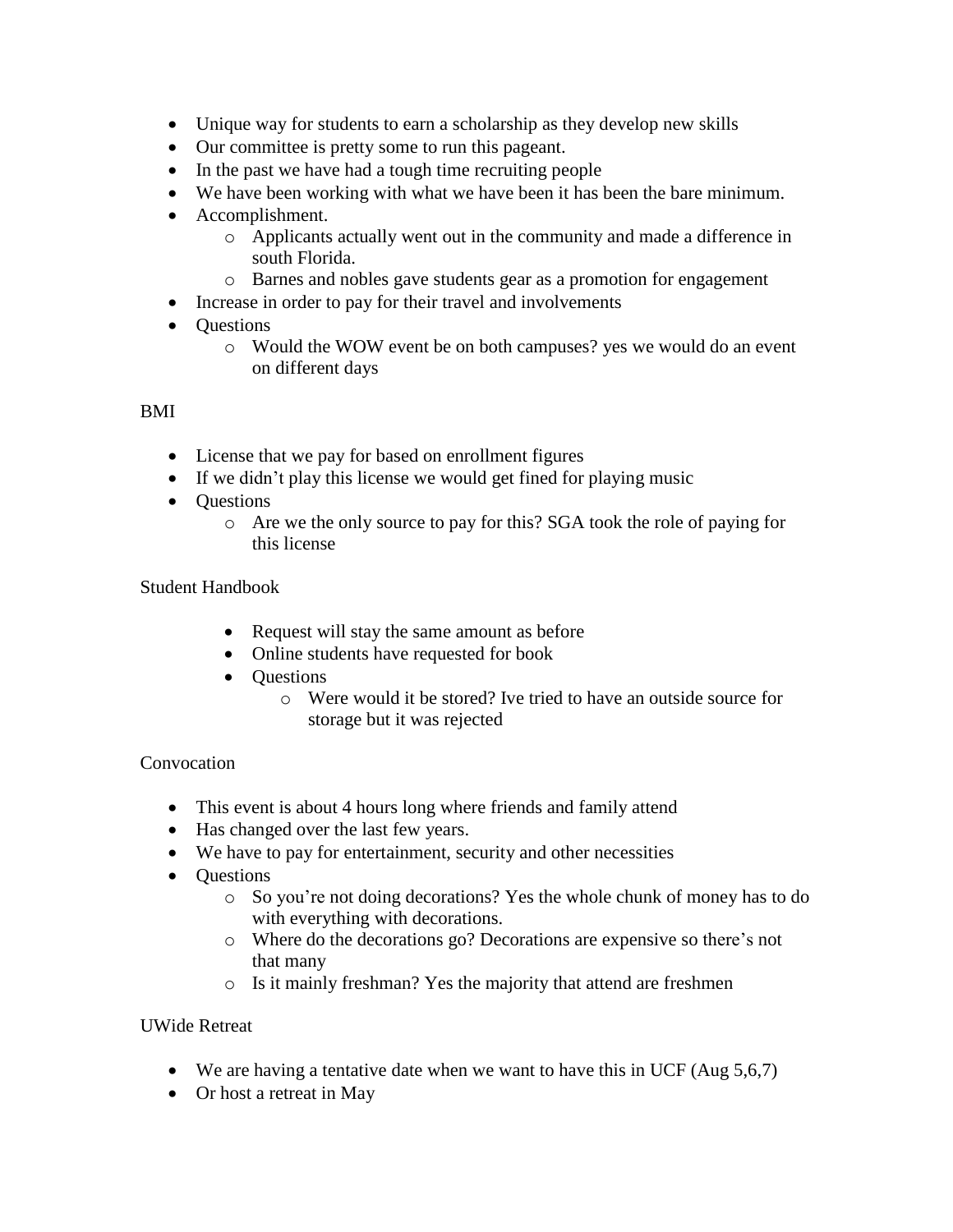- Unique way for students to earn a scholarship as they develop new skills
- Our committee is pretty some to run this pageant.
- In the past we have had a tough time recruiting people
- We have been working with what we have been it has been the bare minimum.
- Accomplishment.
  - Applicants actually went out in the community and made a difference in south Florida.
  - Barnes and nobles gave students gear as a promotion for engagement
- Increase in order to pay for their travel and involvements
- Questions
  - Would the WOW event be on both campuses? yes we would do an event on different days

BMI

- License that we pay for based on enrollment figures
- If we didn't play this license we would get fined for playing music
- Questions
  - Are we the only source to pay for this? SGA took the role of paying for this license

Student Handbook

- Request will stay the same amount as before
- Online students have requested for book
- Questions
  - Were would it be stored? Ive tried to have an outside source for storage but it was rejected

Convocation

- This event is about 4 hours long where friends and family attend
- Has changed over the last few years.
- We have to pay for entertainment, security and other necessities
- Questions
  - So you're not doing decorations? Yes the whole chunk of money has to do with everything with decorations.
  - Where do the decorations go? Decorations are expensive so there's not that many
  - Is it mainly freshman? Yes the majority that attend are freshmen

UWide Retreat

- We are having a tentative date when we want to have this in UCF (Aug 5,6,7)
- Or host a retreat in May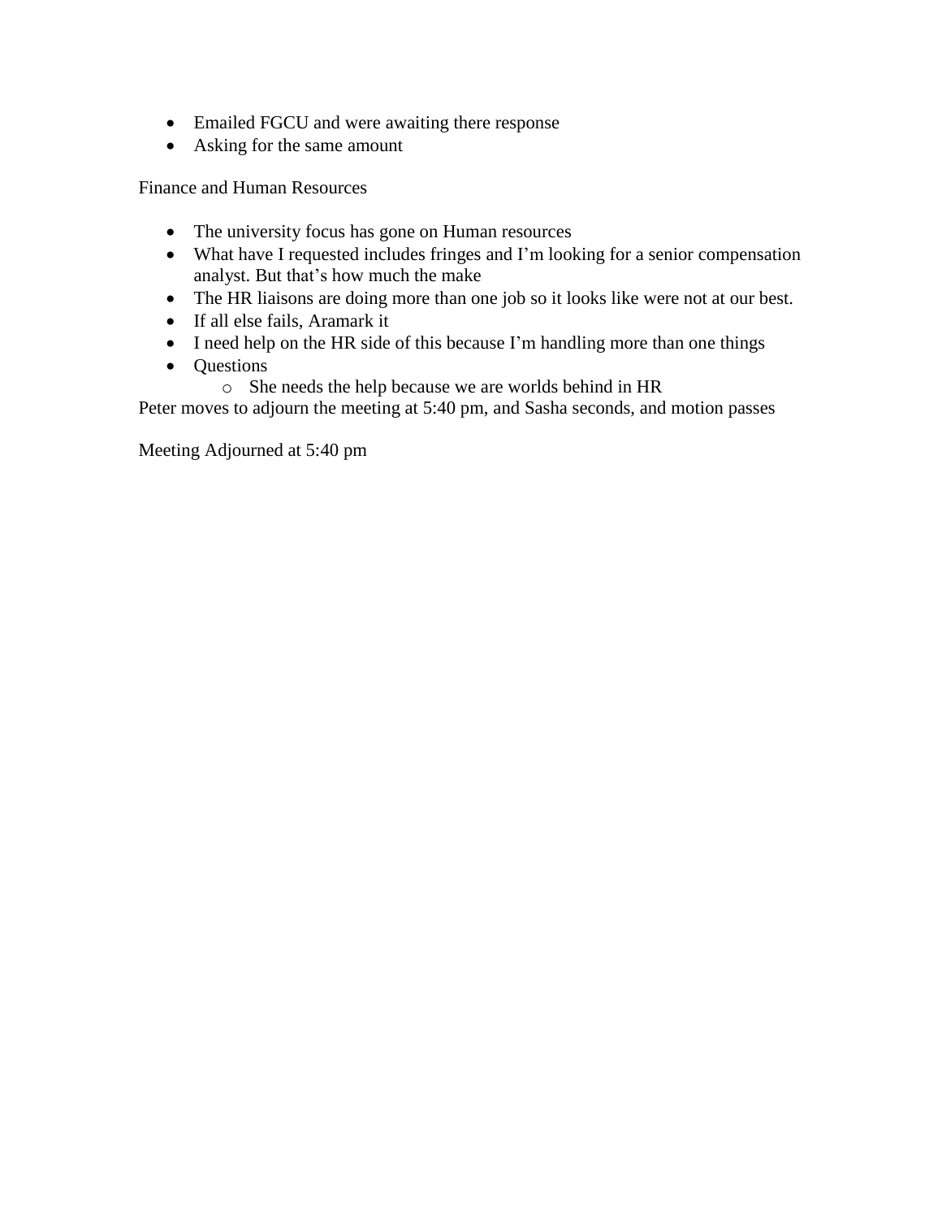- Emailed FGCU and were awaiting there response
- Asking for the same amount

Finance and Human Resources

- The university focus has gone on Human resources
- What have I requested includes fringes and I'm looking for a senior compensation analyst. But that's how much the make
- The HR liaisons are doing more than one job so it looks like were not at our best.
- If all else fails, Aramark it
- I need help on the HR side of this because I'm handling more than one things
- Questions
    - She needs the help because we are worlds behind in HR

Peter moves to adjourn the meeting at 5:40 pm, and Sasha seconds, and motion passes

Meeting Adjourned at 5:40 pm